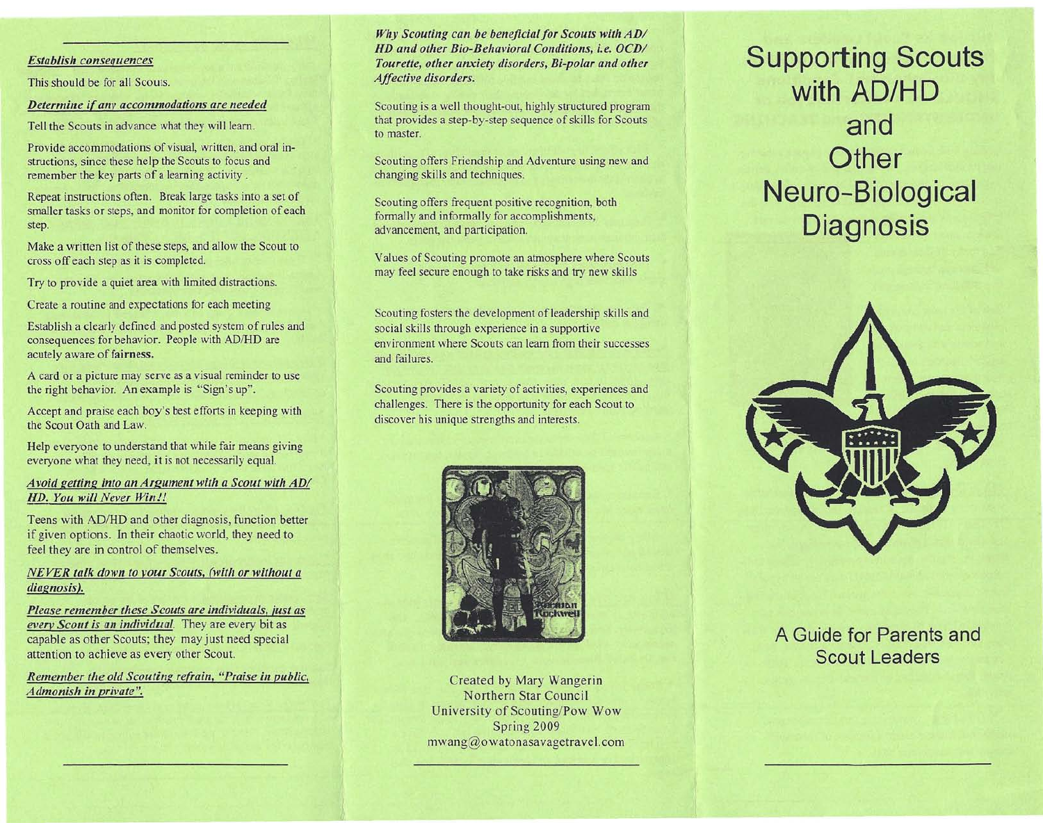***Establish consequences***

This should be for all Scouts.

***Determine if any accommodations are needed***

Tell the Scouts in advance what they will learn.

Provide accommodations of visual, written, and oral instructions, since these help the Scouts to focus and remember the key parts of a learning activity .

Repeat instructions often. Break large tasks into a set of smaller tasks or steps, and monitor for completion of each step.

Make a written list of these steps, and allow the Scout to cross off each step as it is completed.

Try to provide a quiet area with limited distractions.

Create a routine and expectations for each meeting

Establish a clearly defined and posted system of rules and consequences for behavior. People with AD/HD are acutely aware of **fairness.**

A card or a picture may serve as a visual reminder to use the right behavior. An example is "Sign's up".

Accept and praise each boy's best efforts in keeping with the Scout Oath and Law.

Help everyone to understand that while fair means giving everyone what they need, it is not necessarily equal.

***Avoid getting into an Argument with a Scout with AD/HD. You will Never Win!!***

Teens with AD/HD and other diagnosis, function better if given options. In their chaotic world, they need to feel they are in control of themselves.

***NEVER talk down to your Scouts, (with or without a diagnosis).***

***Please remember these Scouts are individuals, just as every Scout is an individual.*** They are every bit as capable as other Scouts; they may just need special attention to achieve as every other Scout.

***Remember the old Scouting refrain, "Praise in public, Admonish in private".***

***Why Scouting can be beneficial for Scouts with AD/HD and other Bio-Behavioral Conditions, i.e. OCD/Tourette, other anxiety disorders, Bi-polar and other Affective disorders.***

Scouting is a well thought-out, highly structured program that provides a step-by-step sequence of skills for Scouts to master.

Scouting offers Friendship and Adventure using new and changing skills and techniques.

Scouting offers frequent positive recognition, both formally and informally for accomplishments, advancement, and participation.

Values of Scouting promote an atmosphere where Scouts may feel secure enough to take risks and try new skills

Scouting fosters the development of leadership skills and social skills through experience in a supportive environment where Scouts can learn from their successes and failures.

Scouting provides a variety of activities, experiences and challenges. There is the opportunity for each Scout to discover his unique strengths and interests.

Created by Mary Wangerin
Northern Star Council
University of Scouting/Pow Wow
Spring 2009
mwang@owatonasavagetravel.com

# Supporting Scouts with AD/HD and Other Neuro-Biological Diagnosis

A Guide for Parents and Scout Leaders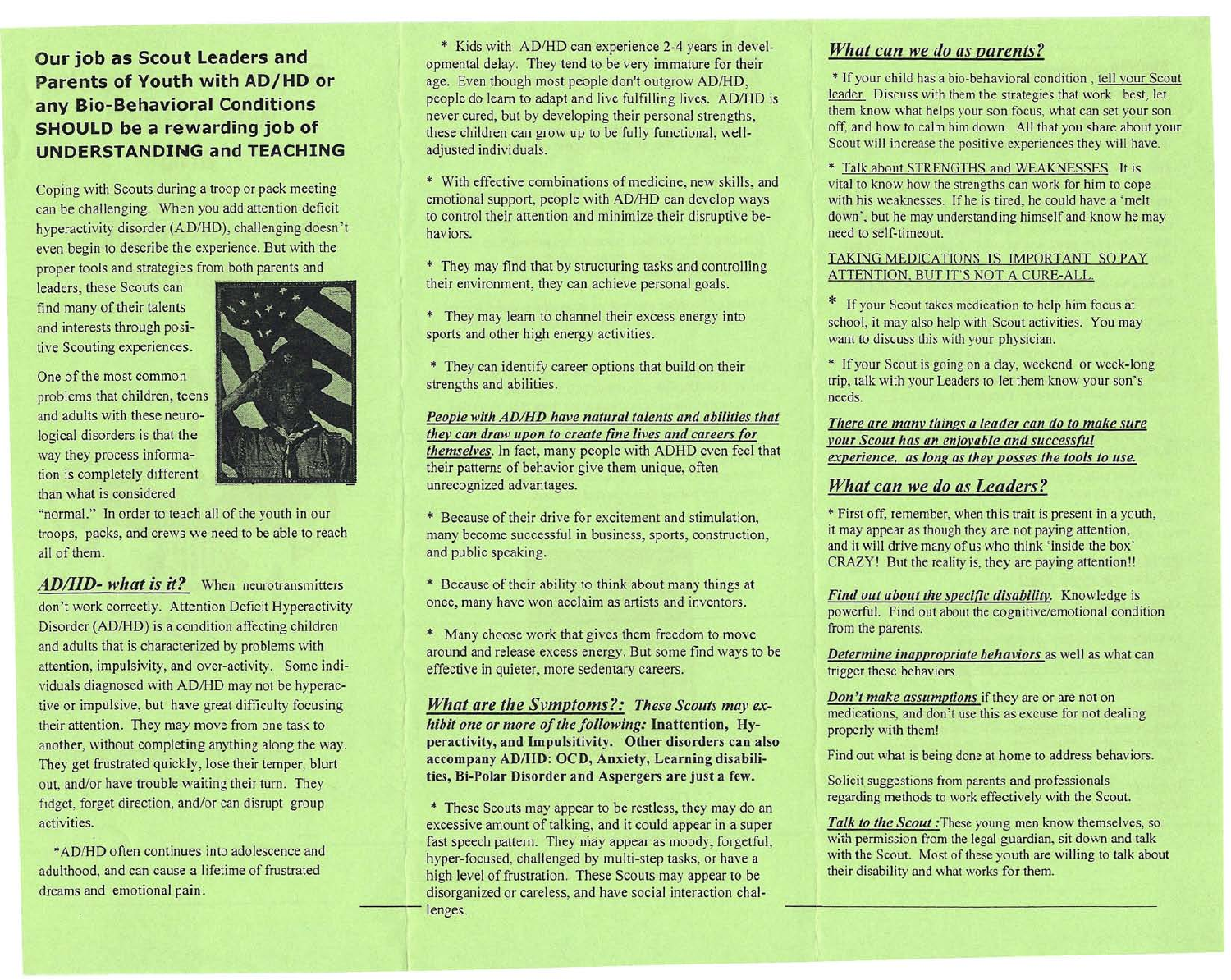## Our job as Scout Leaders and Parents of Youth with AD/HD or any Bio-Behavioral Conditions SHOULD be a rewarding job of UNDERSTANDING and TEACHING

Coping with Scouts during a troop or pack meeting can be challenging. When you add attention deficit hyperactivity disorder (AD/HD), challenging doesn't even begin to describe the experience. But with the proper tools and strategies from both parents and leaders, these Scouts can find many of their talents and interests through positive Scouting experiences.

One of the most common problems that children, teens and adults with these neurological disorders is that the way they process information is completely different than what is considered "normal." In order to teach all of the youth in our troops, packs, and crews we need to be able to reach all of them.

***AD/HD- what is it?*** When neurotransmitters don't work correctly. Attention Deficit Hyperactivity Disorder (AD/HD) is a condition affecting children and adults that is characterized by problems with attention, impulsivity, and over-activity. Some individuals diagnosed with AD/HD may not be hyperactive or impulsive, but have great difficulty focusing their attention. They may move from one task to another, without completing anything along the way. They get frustrated quickly, lose their temper, blurt out, and/or have trouble waiting their turn. They fidget, forget direction, and/or can disrupt group activities.

*AD/HD often continues into adolescence and adulthood, and can cause a lifetime of frustrated dreams and emotional pain.

* Kids with AD/HD can experience 2-4 years in developmental delay. They tend to be very immature for their age. Even though most people don't outgrow AD/HD, people do learn to adapt and live fulfilling lives. AD/HD is never cured, but by developing their personal strengths, these children can grow up to be fully functional, well-adjusted individuals.

* With effective combinations of medicine, new skills, and emotional support, people with AD/HD can develop ways to control their attention and minimize their disruptive behaviors.

* They may find that by structuring tasks and controlling their environment, they can achieve personal goals.

* They may learn to channel their excess energy into sports and other high energy activities.

* They can identify career options that build on their strengths and abilities.

***People with AD/HD have natural talents and abilities that they can draw upon to create fine lives and careers for themselves.*** In fact, many people with ADHD even feel that their patterns of behavior give them unique, often unrecognized advantages.

* Because of their drive for excitement and stimulation, many become successful in business, sports, construction, and public speaking.

* Because of their ability to think about many things at once, many have won acclaim as artists and inventors.

* Many choose work that gives them freedom to move around and release excess energy. But some find ways to be effective in quieter, more sedentary careers.

***What are the Symptoms?:*** ***These Scouts may exhibit one or more of the following:*** **Inattention, Hyperactivity, and Impulsitivity. Other disorders can also accompany AD/HD: OCD, Anxiety, Learning disabilities, Bi-Polar Disorder and Aspergers are just a few.**

* These Scouts may appear to be restless, they may do an excessive amount of talking, and it could appear in a super fast speech pattern. They may appear as moody, forgetful, hyper-focused, challenged by multi-step tasks, or have a high level of frustration. These Scouts may appear to be disorganized or careless, and have social interaction challenges.

### *What can we do as parents?*

* If your child has a bio-behavioral condition , tell your Scout leader. Discuss with them the strategies that work best, let them know what helps your son focus, what can set your son off, and how to calm him down. All that you share about your Scout will increase the positive experiences they will have.

* Talk about STRENGTHS and WEAKNESSES. It is vital to know how the strengths can work for him to cope with his weaknesses. If he is tired, he could have a 'melt down', but he may understanding himself and know he may need to self-timeout.

TAKING MEDICATIONS IS IMPORTANT SO PAY ATTENTION, BUT IT'S NOT A CURE-ALL.

* If your Scout takes medication to help him focus at school, it may also help with Scout activities. You may want to discuss this with your physician.

* If your Scout is going on a day, weekend or week-long trip, talk with your Leaders to let them know your son's needs.

***There are many things a leader can do to make sure your Scout has an enjoyable and successful experience, as long as they posses the tools to use.***

### *What can we do as Leaders?*

* First off, remember, when this trait is present in a youth, it may appear as though they are not paying attention, and it will drive many of us who think 'inside the box' CRAZY! But the reality is, they are paying attention!!

***Find out about the specific disability.*** Knowledge is powerful. Find out about the cognitive/emotional condition from the parents.

***Determine inappropriate behaviors*** as well as what can trigger these behaviors.

***Don't make assumptions*** if they are or are not on medications, and don't use this as excuse for not dealing properly with them!

Find out what is being done at home to address behaviors.

Solicit suggestions from parents and professionals regarding methods to work effectively with the Scout.

***Talk to the Scout :*** These young men know themselves, so with permission from the legal guardian, sit down and talk with the Scout. Most of these youth are willing to talk about their disability and what works for them.